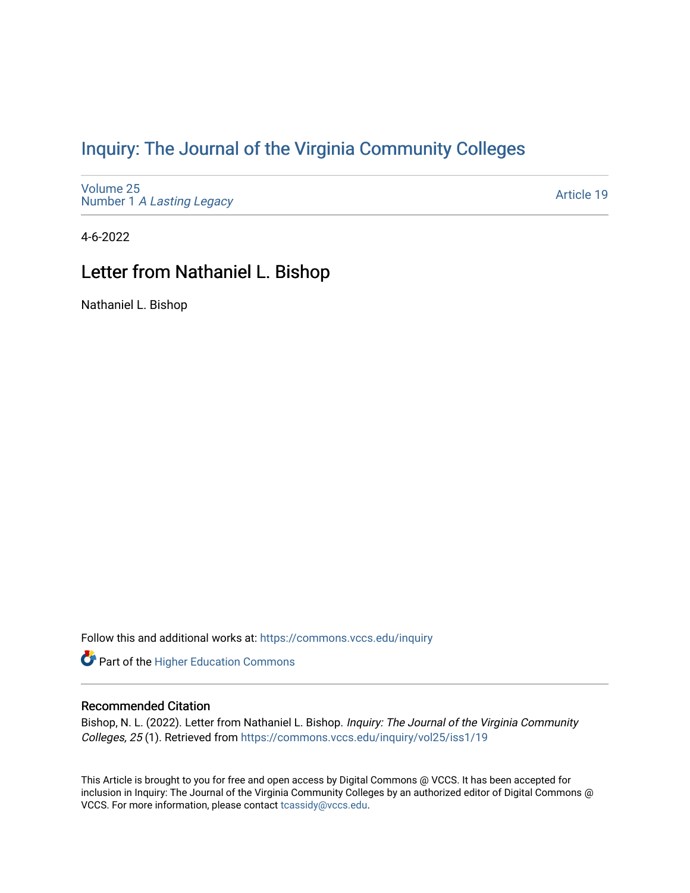# Inquiry: The Journal of the Virginia Community Colleges

Volume 25
Number 1 *A Lasting Legacy*

Article 19

4-6-2022

## Letter from Nathaniel L. Bishop

Nathaniel L. Bishop

Follow this and additional works at: https://commons.vccs.edu/inquiry

Part of the Higher Education Commons

### Recommended Citation

Bishop, N. L. (2022). Letter from Nathaniel L. Bishop. *Inquiry: The Journal of the Virginia Community Colleges, 25* (1). Retrieved from https://commons.vccs.edu/inquiry/vol25/iss1/19

This Article is brought to you for free and open access by Digital Commons @ VCCS. It has been accepted for inclusion in Inquiry: The Journal of the Virginia Community Colleges by an authorized editor of Digital Commons @ VCCS. For more information, please contact tcassidy@vccs.edu.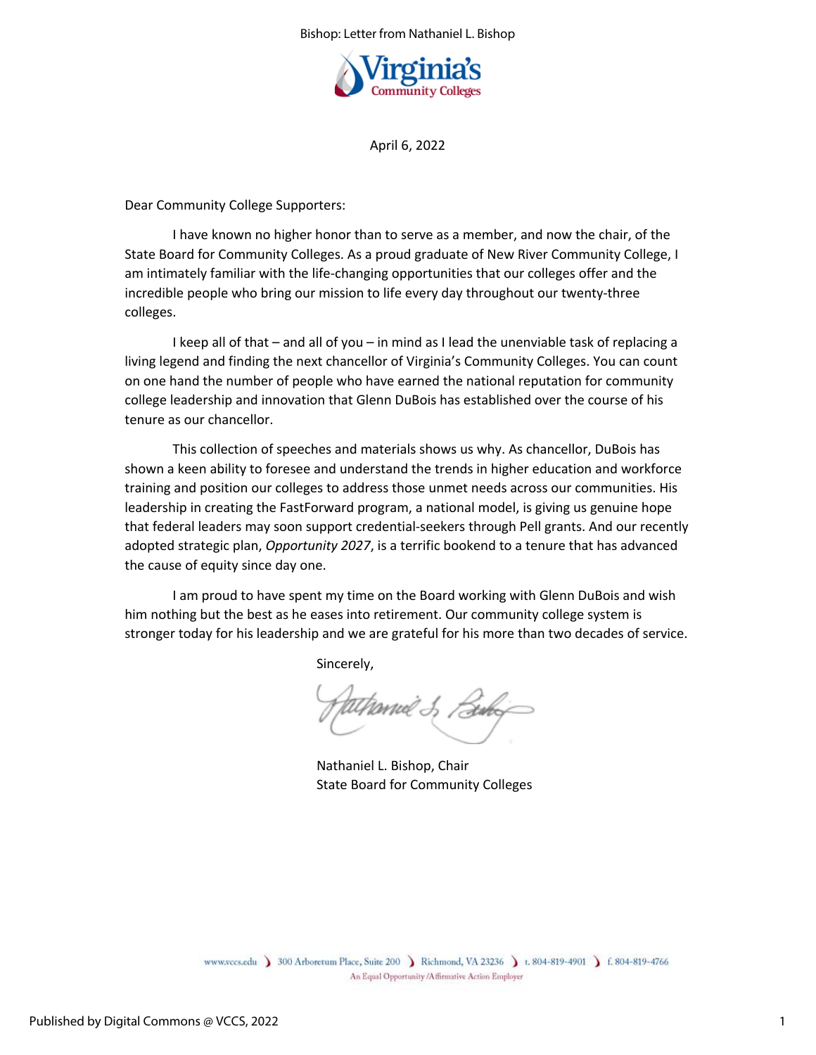April 6, 2022

Dear Community College Supporters:

I have known no higher honor than to serve as a member, and now the chair, of the State Board for Community Colleges. As a proud graduate of New River Community College, I am intimately familiar with the life-changing opportunities that our colleges offer and the incredible people who bring our mission to life every day throughout our twenty-three colleges.

I keep all of that – and all of you – in mind as I lead the unenviable task of replacing a living legend and finding the next chancellor of Virginia's Community Colleges. You can count on one hand the number of people who have earned the national reputation for community college leadership and innovation that Glenn DuBois has established over the course of his tenure as our chancellor.

This collection of speeches and materials shows us why. As chancellor, DuBois has shown a keen ability to foresee and understand the trends in higher education and workforce training and position our colleges to address those unmet needs across our communities. His leadership in creating the FastForward program, a national model, is giving us genuine hope that federal leaders may soon support credential-seekers through Pell grants. And our recently adopted strategic plan, *Opportunity 2027*, is a terrific bookend to a tenure that has advanced the cause of equity since day one.

I am proud to have spent my time on the Board working with Glenn DuBois and wish him nothing but the best as he eases into retirement. Our community college system is stronger today for his leadership and we are grateful for his more than two decades of service.

Sincerely,

Nathaniel L. Bishop, Chair
State Board for Community Colleges

www.vccs.edu 〉 300 Arboretum Place, Suite 200 〉 Richmond, VA 23236 〉 t. 804-819-4901 〉 f. 804-819-4766
An Equal Opportunity /Affirmative Action Employer